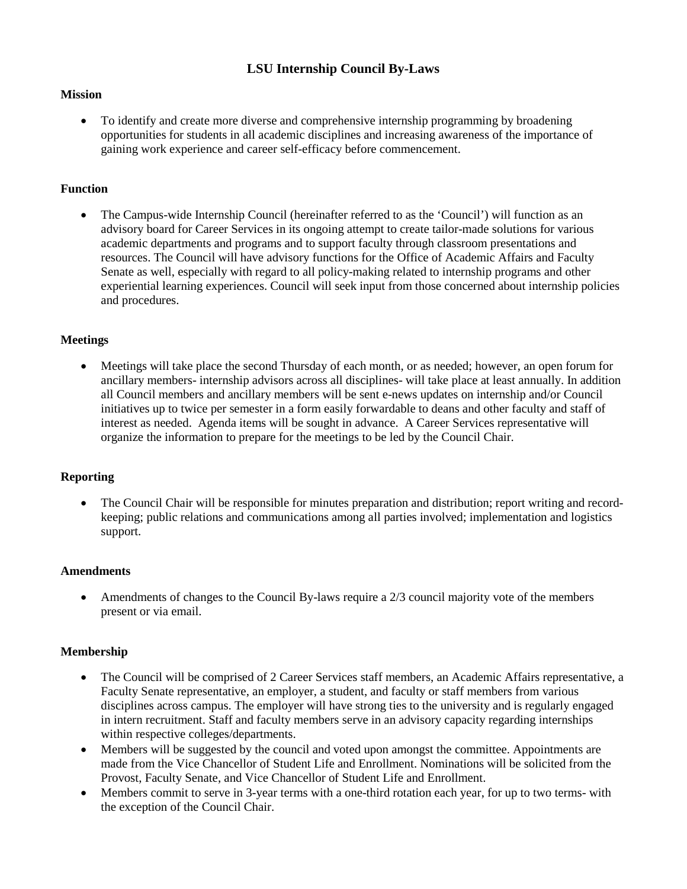# LSU Internship Council By-Laws

## Mission

- To identify and create more diverse and comprehensive internship programming by broadening opportunities for students in all academic disciplines and increasing awareness of the importance of gaining work experience and career self-efficacy before commencement.

## Function

- The Campus-wide Internship Council (hereinafter referred to as the 'Council') will function as an advisory board for Career Services in its ongoing attempt to create tailor-made solutions for various academic departments and programs and to support faculty through classroom presentations and resources. The Council will have advisory functions for the Office of Academic Affairs and Faculty Senate as well, especially with regard to all policy-making related to internship programs and other experiential learning experiences. Council will seek input from those concerned about internship policies and procedures.

## Meetings

- Meetings will take place the second Thursday of each month, or as needed; however, an open forum for ancillary members- internship advisors across all disciplines- will take place at least annually. In addition all Council members and ancillary members will be sent e-news updates on internship and/or Council initiatives up to twice per semester in a form easily forwardable to deans and other faculty and staff of interest as needed. Agenda items will be sought in advance. A Career Services representative will organize the information to prepare for the meetings to be led by the Council Chair.

## Reporting

- The Council Chair will be responsible for minutes preparation and distribution; report writing and record-keeping; public relations and communications among all parties involved; implementation and logistics support.

## Amendments

- Amendments of changes to the Council By-laws require a 2/3 council majority vote of the members present or via email.

## Membership

- The Council will be comprised of 2 Career Services staff members, an Academic Affairs representative, a Faculty Senate representative, an employer, a student, and faculty or staff members from various disciplines across campus. The employer will have strong ties to the university and is regularly engaged in intern recruitment. Staff and faculty members serve in an advisory capacity regarding internships within respective colleges/departments.
- Members will be suggested by the council and voted upon amongst the committee. Appointments are made from the Vice Chancellor of Student Life and Enrollment. Nominations will be solicited from the Provost, Faculty Senate, and Vice Chancellor of Student Life and Enrollment.
- Members commit to serve in 3-year terms with a one-third rotation each year, for up to two terms- with the exception of the Council Chair.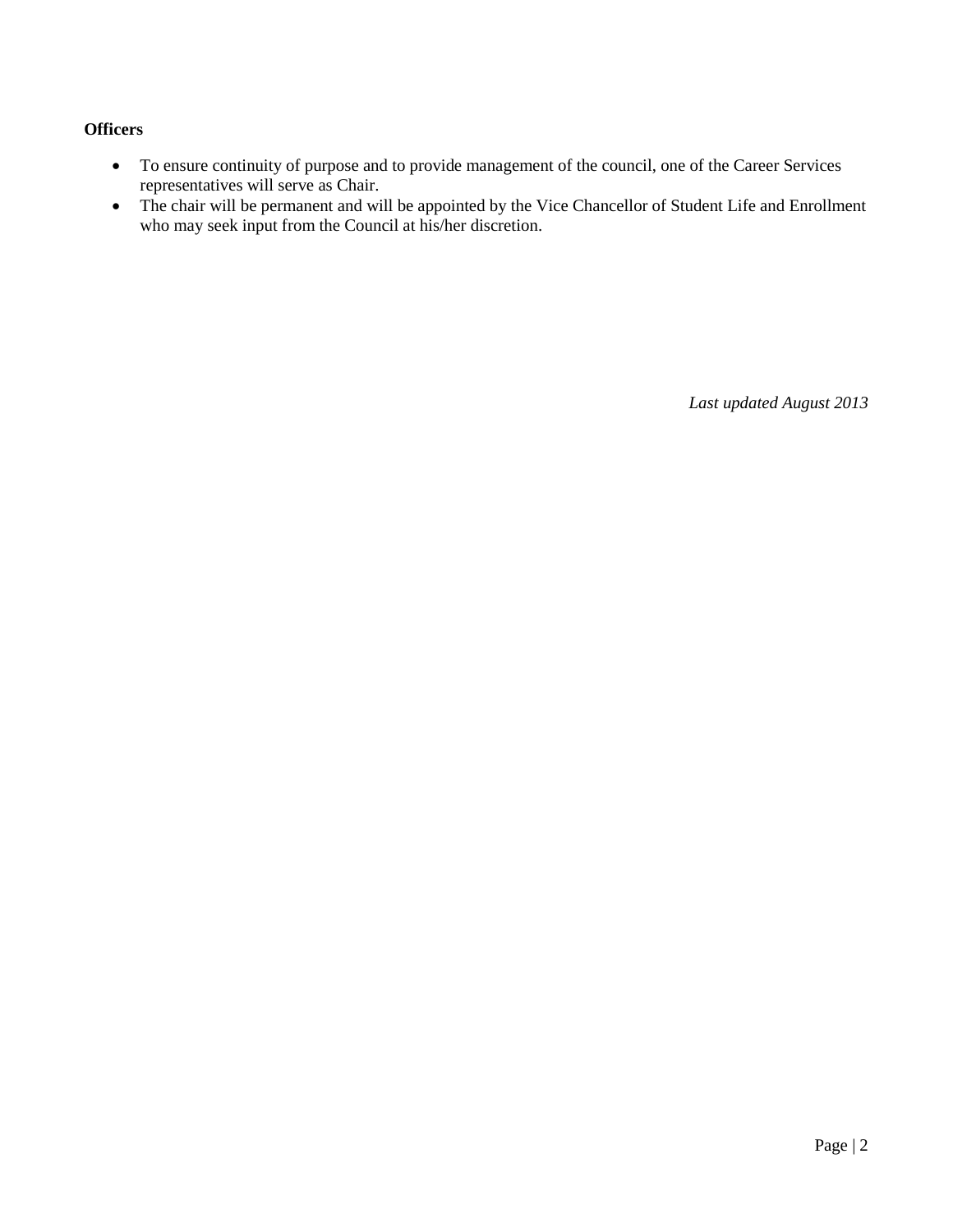**Officers**

- To ensure continuity of purpose and to provide management of the council, one of the Career Services representatives will serve as Chair.
- The chair will be permanent and will be appointed by the Vice Chancellor of Student Life and Enrollment who may seek input from the Council at his/her discretion.

*Last updated August 2013*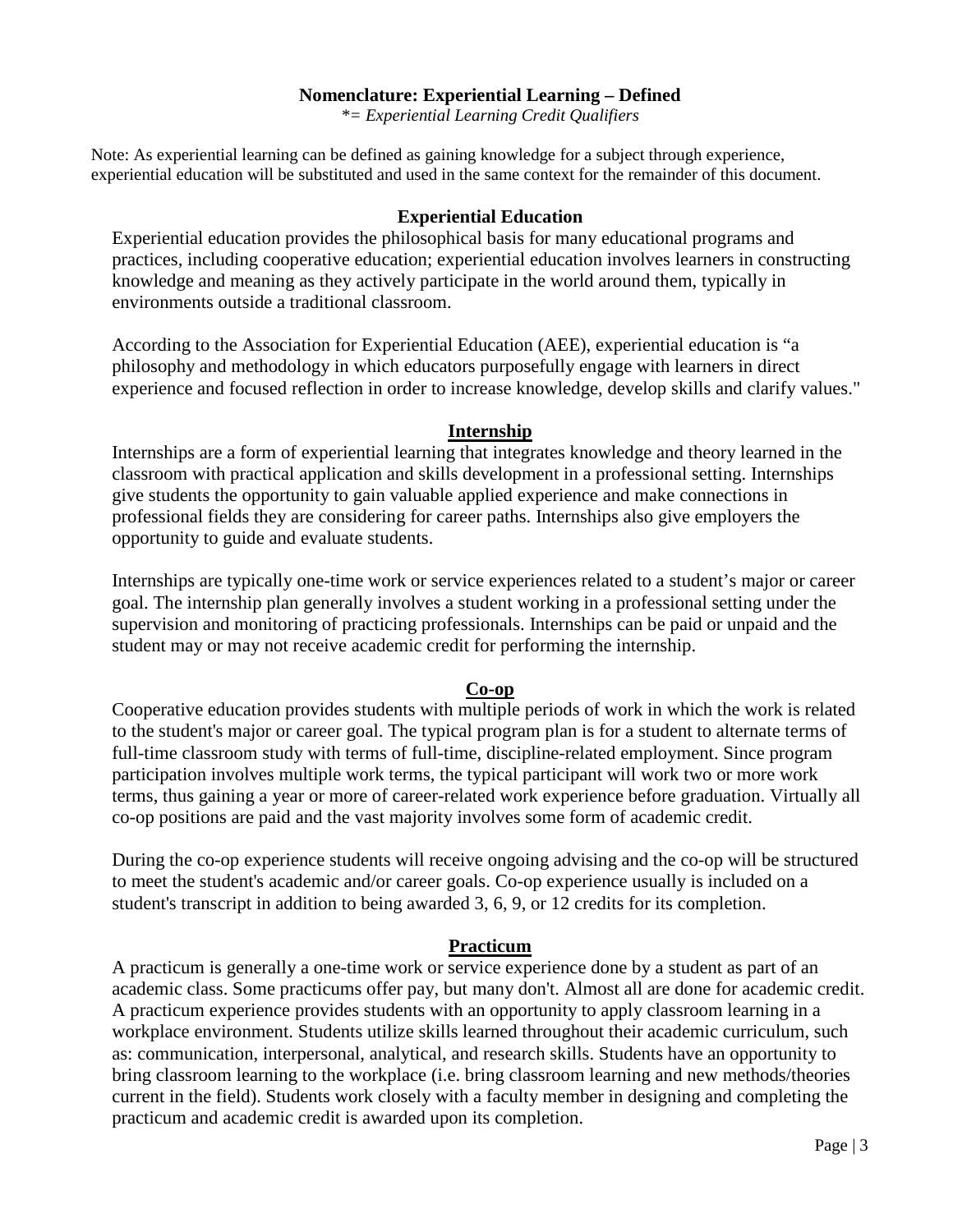# Nomenclature: Experiential Learning – Defined

*\*= Experiential Learning Credit Qualifiers*

Note: As experiential learning can be defined as gaining knowledge for a subject through experience, experiential education will be substituted and used in the same context for the remainder of this document.

## Experiential Education

Experiential education provides the philosophical basis for many educational programs and practices, including cooperative education; experiential education involves learners in constructing knowledge and meaning as they actively participate in the world around them, typically in environments outside a traditional classroom.

According to the Association for Experiential Education (AEE), experiential education is "a philosophy and methodology in which educators purposefully engage with learners in direct experience and focused reflection in order to increase knowledge, develop skills and clarify values."

## Internship

Internships are a form of experiential learning that integrates knowledge and theory learned in the classroom with practical application and skills development in a professional setting. Internships give students the opportunity to gain valuable applied experience and make connections in professional fields they are considering for career paths. Internships also give employers the opportunity to guide and evaluate students.

Internships are typically one-time work or service experiences related to a student's major or career goal. The internship plan generally involves a student working in a professional setting under the supervision and monitoring of practicing professionals. Internships can be paid or unpaid and the student may or may not receive academic credit for performing the internship.

## Co-op

Cooperative education provides students with multiple periods of work in which the work is related to the student's major or career goal. The typical program plan is for a student to alternate terms of full-time classroom study with terms of full-time, discipline-related employment. Since program participation involves multiple work terms, the typical participant will work two or more work terms, thus gaining a year or more of career-related work experience before graduation. Virtually all co-op positions are paid and the vast majority involves some form of academic credit.

During the co-op experience students will receive ongoing advising and the co-op will be structured to meet the student's academic and/or career goals. Co-op experience usually is included on a student's transcript in addition to being awarded 3, 6, 9, or 12 credits for its completion.

## Practicum

A practicum is generally a one-time work or service experience done by a student as part of an academic class. Some practicums offer pay, but many don't. Almost all are done for academic credit. A practicum experience provides students with an opportunity to apply classroom learning in a workplace environment. Students utilize skills learned throughout their academic curriculum, such as: communication, interpersonal, analytical, and research skills. Students have an opportunity to bring classroom learning to the workplace (i.e. bring classroom learning and new methods/theories current in the field). Students work closely with a faculty member in designing and completing the practicum and academic credit is awarded upon its completion.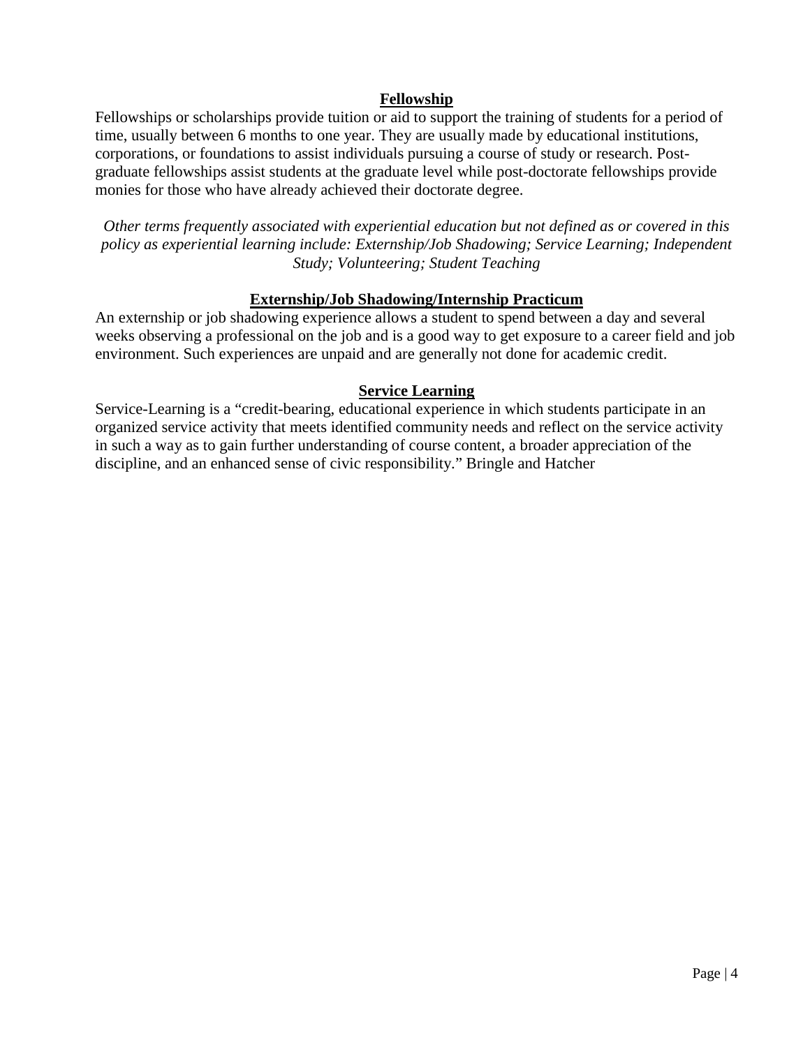## Fellowship

Fellowships or scholarships provide tuition or aid to support the training of students for a period of time, usually between 6 months to one year. They are usually made by educational institutions, corporations, or foundations to assist individuals pursuing a course of study or research. Post-graduate fellowships assist students at the graduate level while post-doctorate fellowships provide monies for those who have already achieved their doctorate degree.

*Other terms frequently associated with experiential education but not defined as or covered in this policy as experiential learning include: Externship/Job Shadowing; Service Learning; Independent Study; Volunteering; Student Teaching*

## Externship/Job Shadowing/Internship Practicum

An externship or job shadowing experience allows a student to spend between a day and several weeks observing a professional on the job and is a good way to get exposure to a career field and job environment. Such experiences are unpaid and are generally not done for academic credit.

## Service Learning

Service-Learning is a "credit-bearing, educational experience in which students participate in an organized service activity that meets identified community needs and reflect on the service activity in such a way as to gain further understanding of course content, a broader appreciation of the discipline, and an enhanced sense of civic responsibility." Bringle and Hatcher